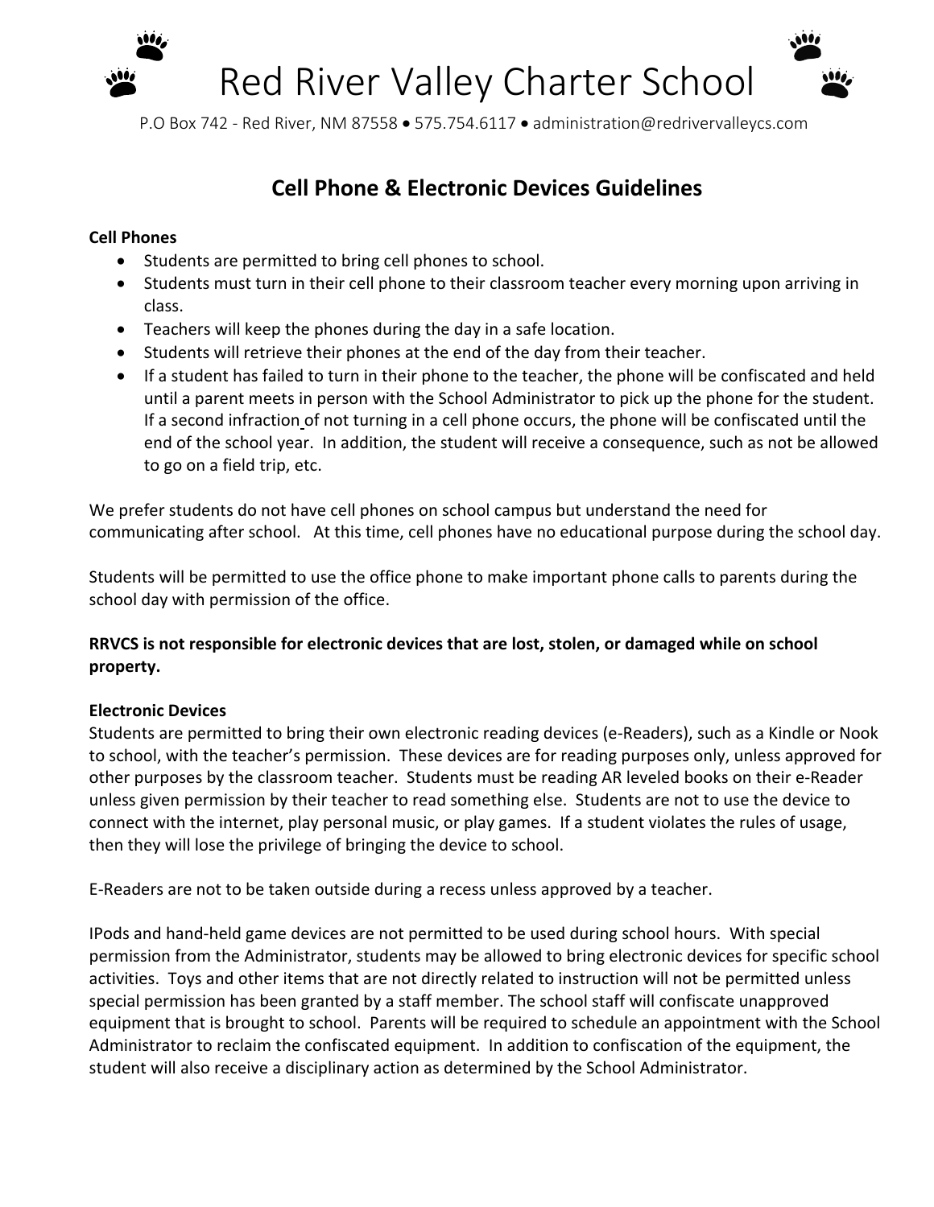# Red River Valley Charter School

P.O Box 742 - Red River, NM 87558 • 575.754.6117 • administration@redrivervalleycs.com

## Cell Phone & Electronic Devices Guidelines

**Cell Phones**

- Students are permitted to bring cell phones to school.
- Students must turn in their cell phone to their classroom teacher every morning upon arriving in class.
- Teachers will keep the phones during the day in a safe location.
- Students will retrieve their phones at the end of the day from their teacher.
- If a student has failed to turn in their phone to the teacher, the phone will be confiscated and held until a parent meets in person with the School Administrator to pick up the phone for the student. If a second infraction of not turning in a cell phone occurs, the phone will be confiscated until the end of the school year. In addition, the student will receive a consequence, such as not be allowed to go on a field trip, etc.

We prefer students do not have cell phones on school campus but understand the need for communicating after school. At this time, cell phones have no educational purpose during the school day.

Students will be permitted to use the office phone to make important phone calls to parents during the school day with permission of the office.

**RRVCS is not responsible for electronic devices that are lost, stolen, or damaged while on school property.**

**Electronic Devices**

Students are permitted to bring their own electronic reading devices (e-Readers), such as a Kindle or Nook to school, with the teacher's permission. These devices are for reading purposes only, unless approved for other purposes by the classroom teacher. Students must be reading AR leveled books on their e-Reader unless given permission by their teacher to read something else. Students are not to use the device to connect with the internet, play personal music, or play games. If a student violates the rules of usage, then they will lose the privilege of bringing the device to school.

E-Readers are not to be taken outside during a recess unless approved by a teacher.

IPods and hand-held game devices are not permitted to be used during school hours. With special permission from the Administrator, students may be allowed to bring electronic devices for specific school activities. Toys and other items that are not directly related to instruction will not be permitted unless special permission has been granted by a staff member. The school staff will confiscate unapproved equipment that is brought to school. Parents will be required to schedule an appointment with the School Administrator to reclaim the confiscated equipment. In addition to confiscation of the equipment, the student will also receive a disciplinary action as determined by the School Administrator.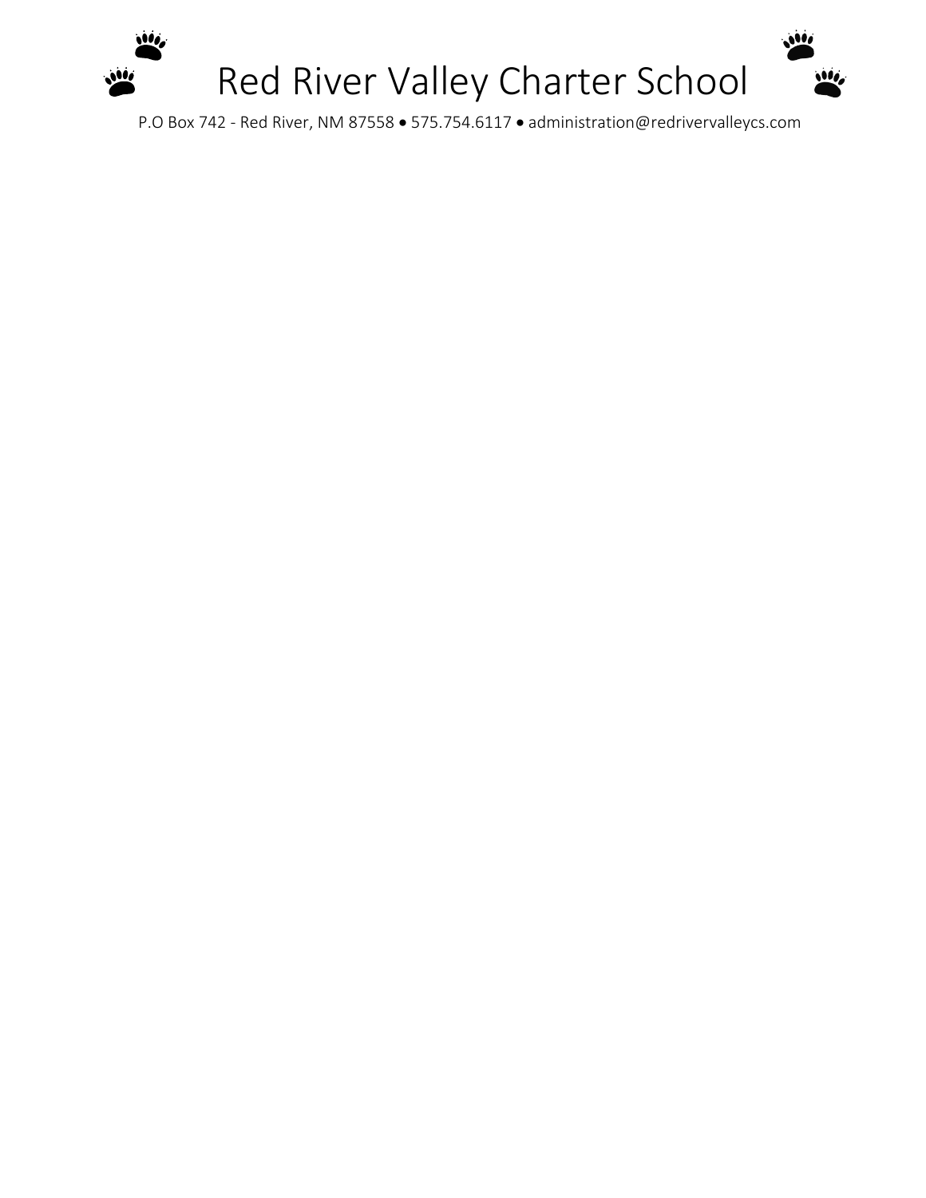# Red River Valley Charter School

P.O Box 742 - Red River, NM 87558 • 575.754.6117 • administration@redrivervalleycs.com